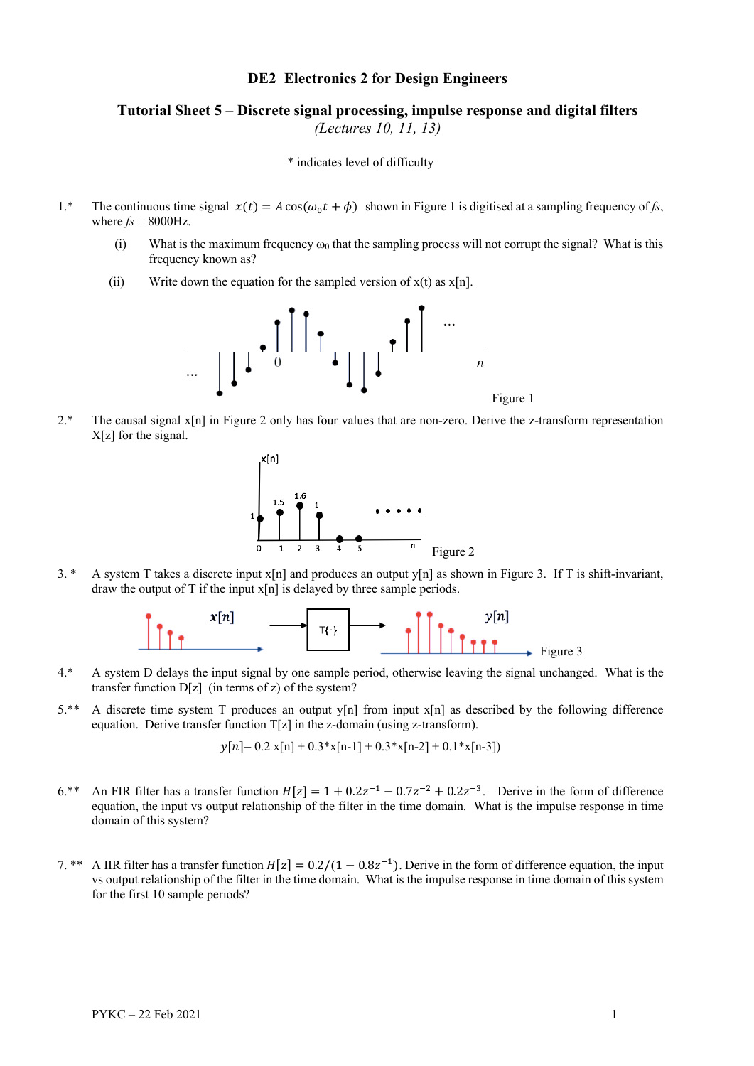# DE2 Electronics 2 for Design Engineers

## Tutorial Sheet 5 – Discrete signal processing, impulse response and digital filters

*(Lectures 10, 11, 13)*

\* indicates level of difficulty

1.\* The continuous time signal $x(t) = A\cos(\omega_0 t + \phi)$ shown in Figure 1 is digitised at a sampling frequency of *fs*, where *fs* = 8000Hz.

   (i) What is the maximum frequency $\omega_0$ that the sampling process will not corrupt the signal? What is this frequency known as?

   (ii) Write down the equation for the sampled version of x(t) as x[n].

Figure 1

2.\* The causal signal x[n] in Figure 2 only has four values that are non-zero. Derive the z-transform representation X[z] for the signal.

Figure 2

3.\* A system T takes a discrete input x[n] and produces an output y[n] as shown in Figure 3. If T is shift-invariant, draw the output of T if the input x[n] is delayed by three sample periods.

Figure 3

4.\* A system D delays the input signal by one sample period, otherwise leaving the signal unchanged. What is the transfer function D[z] (in terms of z) of the system?

5.\*\* A discrete time system T produces an output y[n] from input x[n] as described by the following difference equation. Derive transfer function T[z] in the z-domain (using z-transform).

$$y[n] = 0.2\, x[n] + 0.3{*}x[n-1] + 0.3{*}x[n-2] + 0.1{*}x[n-3])$$

6.\*\* An FIR filter has a transfer function $H[z] = 1 + 0.2z^{-1} - 0.7z^{-2} + 0.2z^{-3}$. Derive in the form of difference equation, the input vs output relationship of the filter in the time domain. What is the impulse response in time domain of this system?

7.\*\* A IIR filter has a transfer function $H[z] = 0.2/(1 - 0.8z^{-1})$. Derive in the form of difference equation, the input vs output relationship of the filter in the time domain. What is the impulse response in time domain of this system for the first 10 sample periods?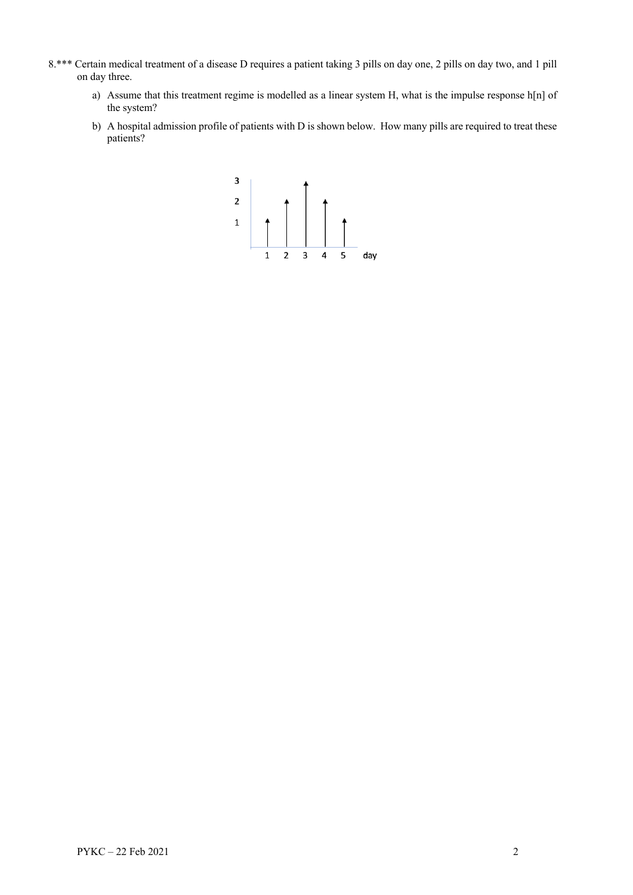8.*** Certain medical treatment of a disease D requires a patient taking 3 pills on day one, 2 pills on day two, and 1 pill on day three.

a) Assume that this treatment regime is modelled as a linear system H, what is the impulse response $h[n]$ of the system?

b) A hospital admission profile of patients with D is shown below. How many pills are required to treat these patients?

3

2

1

1 2 3 4 5 day